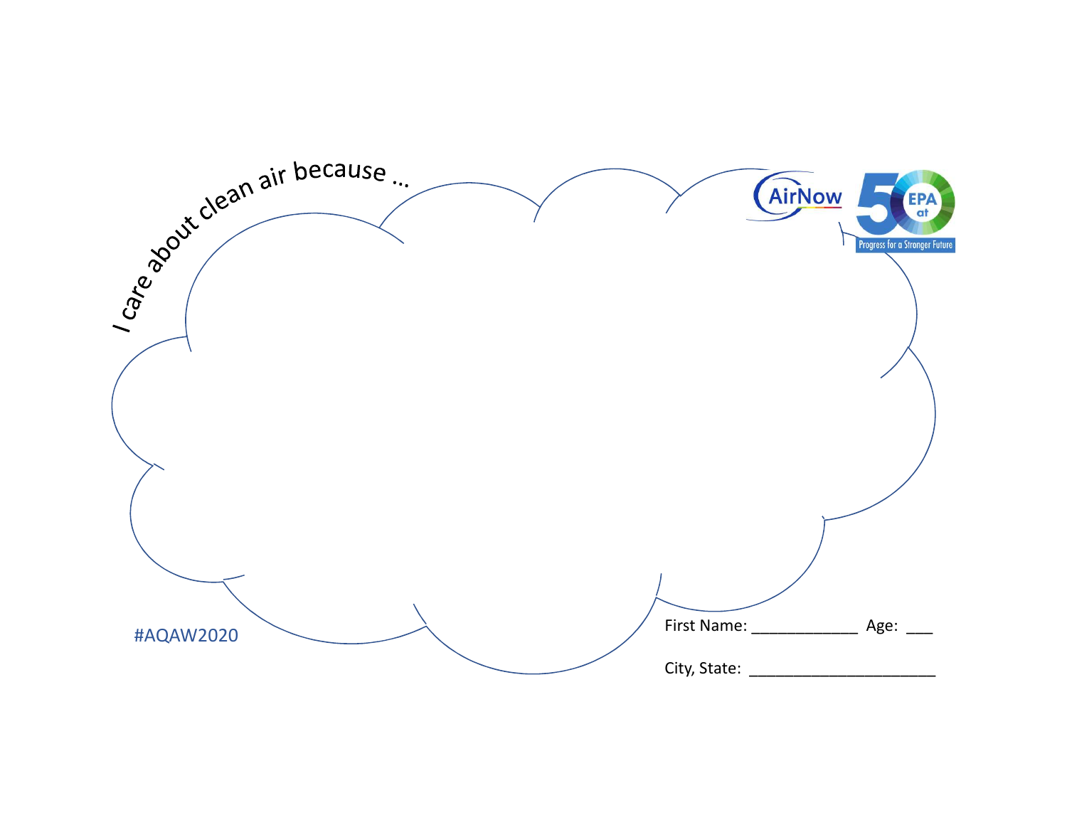I care about clean air because ...

AirNow

EPA at 50 Progress for a Stronger Future

#AQAW2020

First Name: ____________ Age: ___

City, State: _____________________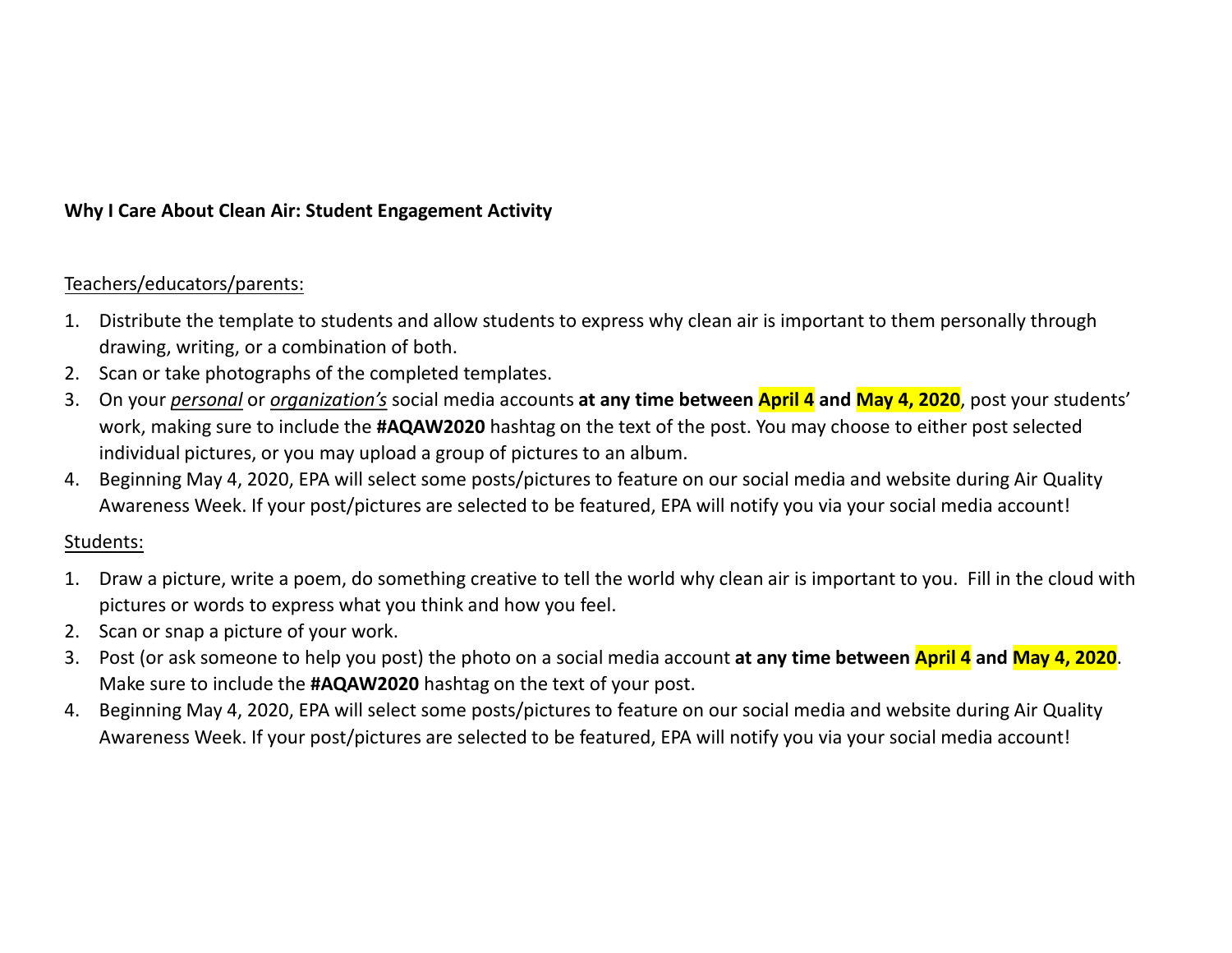**Why I Care About Clean Air: Student Engagement Activity**

Teachers/educators/parents:

1. Distribute the template to students and allow students to express why clean air is important to them personally through drawing, writing, or a combination of both.
2. Scan or take photographs of the completed templates.
3. On your ***personal*** or ***organization's*** social media accounts **at any time between April 4 and May 4, 2020**, post your students' work, making sure to include the **#AQAW2020** hashtag on the text of the post. You may choose to either post selected individual pictures, or you may upload a group of pictures to an album.
4. Beginning May 4, 2020, EPA will select some posts/pictures to feature on our social media and website during Air Quality Awareness Week. If your post/pictures are selected to be featured, EPA will notify you via your social media account!

Students:

1. Draw a picture, write a poem, do something creative to tell the world why clean air is important to you. Fill in the cloud with pictures or words to express what you think and how you feel.
2. Scan or snap a picture of your work.
3. Post (or ask someone to help you post) the photo on a social media account **at any time between April 4 and May 4, 2020**. Make sure to include the **#AQAW2020** hashtag on the text of your post.
4. Beginning May 4, 2020, EPA will select some posts/pictures to feature on our social media and website during Air Quality Awareness Week. If your post/pictures are selected to be featured, EPA will notify you via your social media account!